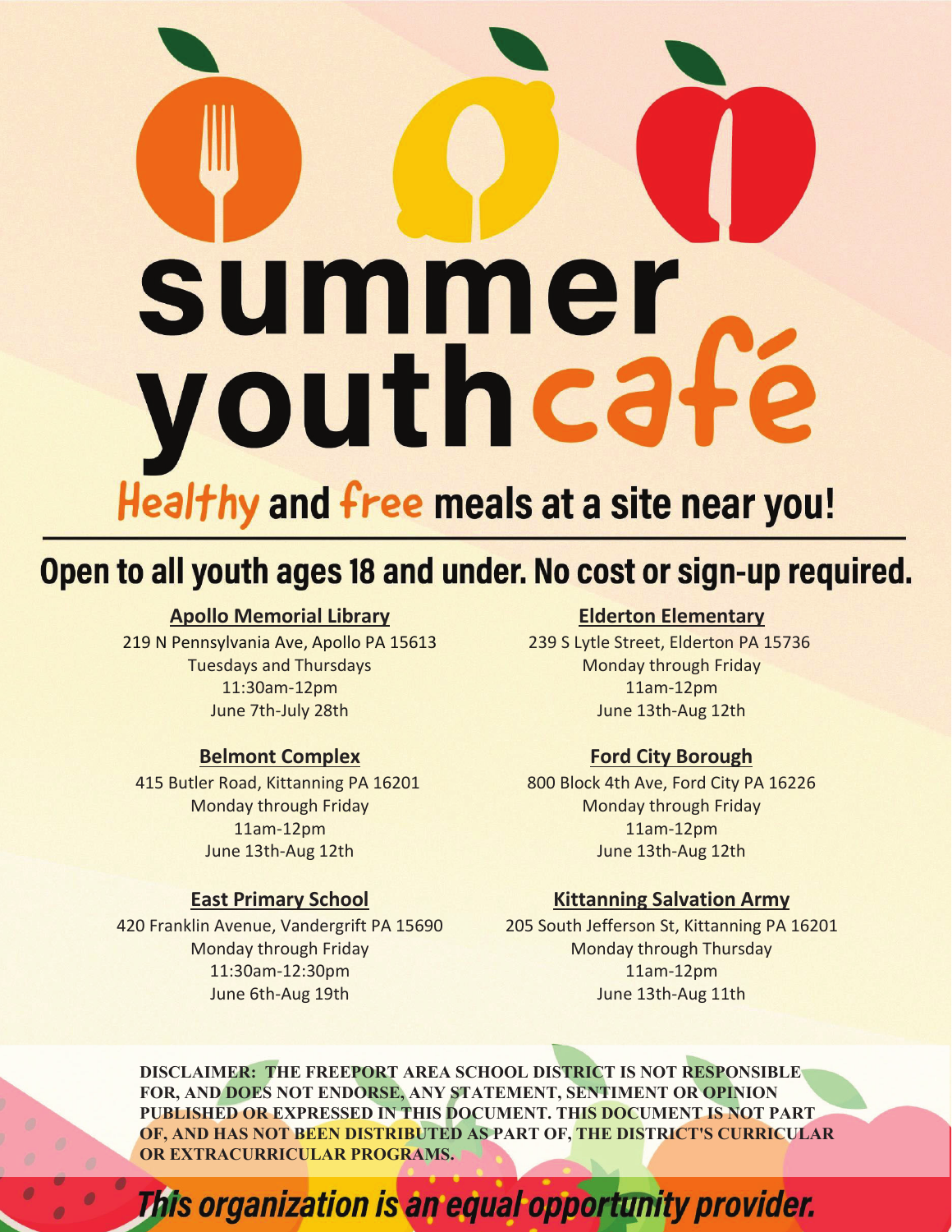# summer youth café

## Healthy and free meals at a site near you!

**Open to all youth ages 18 and under. No cost or sign-up required.**

### Apollo Memorial Library

219 N Pennsylvania Ave, Apollo PA 15613
Tuesdays and Thursdays
11:30am-12pm
June 7th-July 28th

### Elderton Elementary

239 S Lytle Street, Elderton PA 15736
Monday through Friday
11am-12pm
June 13th-Aug 12th

### Belmont Complex

415 Butler Road, Kittanning PA 16201
Monday through Friday
11am-12pm
June 13th-Aug 12th

### Ford City Borough

800 Block 4th Ave, Ford City PA 16226
Monday through Friday
11am-12pm
June 13th-Aug 12th

### East Primary School

420 Franklin Avenue, Vandergrift PA 15690
Monday through Friday
11:30am-12:30pm
June 6th-Aug 19th

### Kittanning Salvation Army

205 South Jefferson St, Kittanning PA 16201
Monday through Thursday
11am-12pm
June 13th-Aug 11th

**DISCLAIMER: THE FREEPORT AREA SCHOOL DISTRICT IS NOT RESPONSIBLE FOR, AND DOES NOT ENDORSE, ANY STATEMENT, SENTIMENT OR OPINION PUBLISHED OR EXPRESSED IN THIS DOCUMENT. THIS DOCUMENT IS NOT PART OF, AND HAS NOT BEEN DISTRIBUTED AS PART OF, THE DISTRICT'S CURRICULAR OR EXTRACURRICULAR PROGRAMS.**

***This organization is an equal opportunity provider.***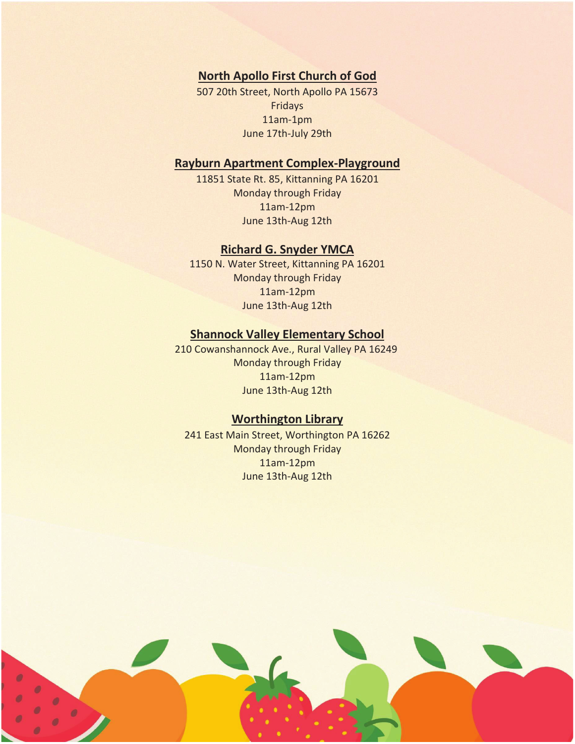**North Apollo First Church of God**

507 20th Street, North Apollo PA 15673
Fridays
11am-1pm
June 17th-July 29th

**Rayburn Apartment Complex-Playground**

11851 State Rt. 85, Kittanning PA 16201
Monday through Friday
11am-12pm
June 13th-Aug 12th

**Richard G. Snyder YMCA**

1150 N. Water Street, Kittanning PA 16201
Monday through Friday
11am-12pm
June 13th-Aug 12th

**Shannock Valley Elementary School**

210 Cowanshannock Ave., Rural Valley PA 16249
Monday through Friday
11am-12pm
June 13th-Aug 12th

**Worthington Library**

241 East Main Street, Worthington PA 16262
Monday through Friday
11am-12pm
June 13th-Aug 12th